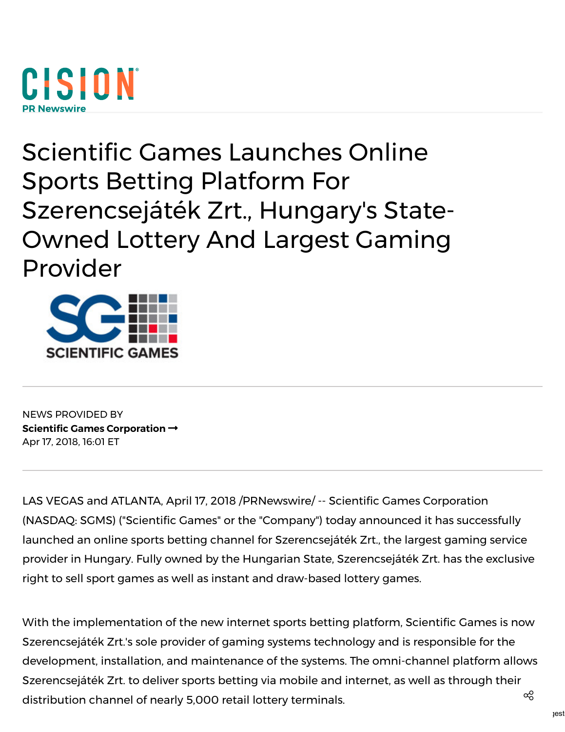# Scientific Games Launches Online Sports Betting Platform For Szerencsejáték Zrt., Hungary's State-Owned Lottery And Largest Gaming Provider

NEWS PROVIDED BY

**Scientific Games Corporation →**

Apr 17, 2018, 16:01 ET

LAS VEGAS and ATLANTA, April 17, 2018 /PRNewswire/ -- Scientific Games Corporation (NASDAQ: SGMS) ("Scientific Games" or the "Company") today announced it has successfully launched an online sports betting channel for Szerencsejáték Zrt., the largest gaming service provider in Hungary. Fully owned by the Hungarian State, Szerencsejáték Zrt. has the exclusive right to sell sport games as well as instant and draw-based lottery games.

With the implementation of the new internet sports betting platform, Scientific Games is now Szerencsejáték Zrt.'s sole provider of gaming systems technology and is responsible for the development, installation, and maintenance of the systems. The omni-channel platform allows Szerencsejáték Zrt. to deliver sports betting via mobile and internet, as well as through their distribution channel of nearly 5,000 retail lottery terminals.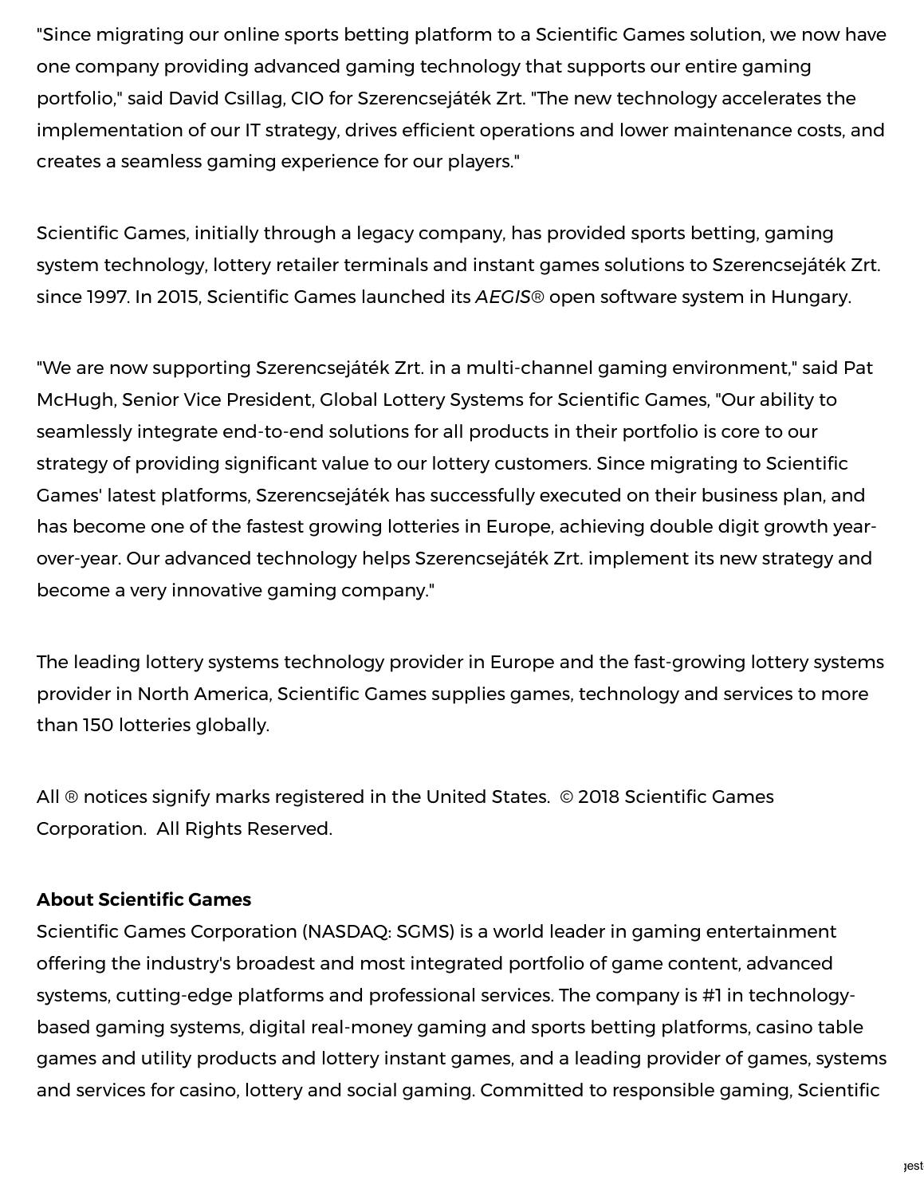"Since migrating our online sports betting platform to a Scientific Games solution, we now have one company providing advanced gaming technology that supports our entire gaming portfolio," said David Csillag, CIO for Szerencsejáték Zrt. "The new technology accelerates the implementation of our IT strategy, drives efficient operations and lower maintenance costs, and creates a seamless gaming experience for our players."

Scientific Games, initially through a legacy company, has provided sports betting, gaming system technology, lottery retailer terminals and instant games solutions to Szerencsejáték Zrt. since 1997. In 2015, Scientific Games launched its *AEGIS*® open software system in Hungary.

"We are now supporting Szerencsejáték Zrt. in a multi-channel gaming environment," said Pat McHugh, Senior Vice President, Global Lottery Systems for Scientific Games, "Our ability to seamlessly integrate end-to-end solutions for all products in their portfolio is core to our strategy of providing significant value to our lottery customers. Since migrating to Scientific Games' latest platforms, Szerencsejáték has successfully executed on their business plan, and has become one of the fastest growing lotteries in Europe, achieving double digit growth year-over-year. Our advanced technology helps Szerencsejáték Zrt. implement its new strategy and become a very innovative gaming company."

The leading lottery systems technology provider in Europe and the fast-growing lottery systems provider in North America, Scientific Games supplies games, technology and services to more than 150 lotteries globally.

All ® notices signify marks registered in the United States. © 2018 Scientific Games Corporation. All Rights Reserved.

**About Scientific Games**
Scientific Games Corporation (NASDAQ: SGMS) is a world leader in gaming entertainment offering the industry's broadest and most integrated portfolio of game content, advanced systems, cutting-edge platforms and professional services. The company is #1 in technology-based gaming systems, digital real-money gaming and sports betting platforms, casino table games and utility products and lottery instant games, and a leading provider of games, systems and services for casino, lottery and social gaming. Committed to responsible gaming, Scientific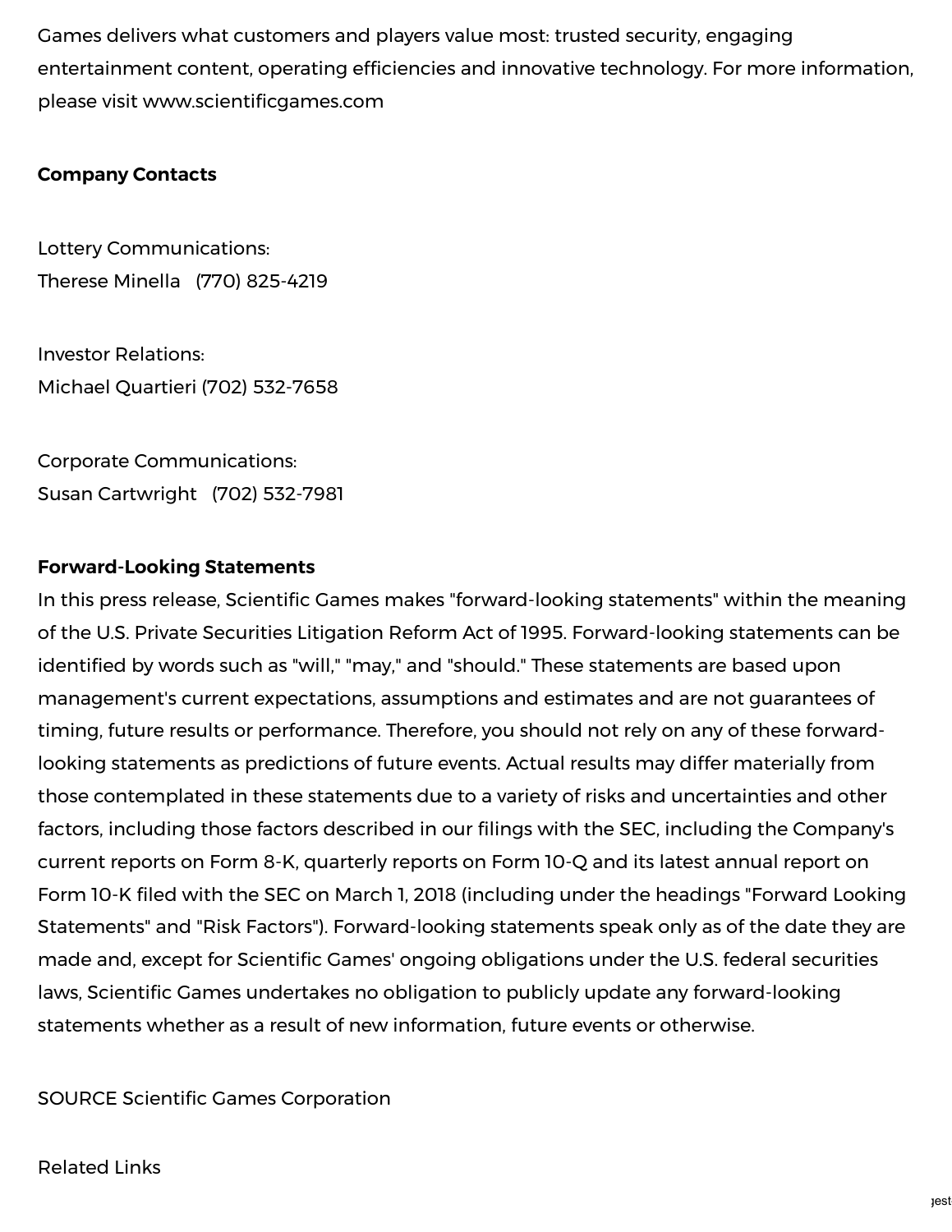Games delivers what customers and players value most: trusted security, engaging entertainment content, operating efficiencies and innovative technology. For more information, please visit www.scientificgames.com

**Company Contacts**

Lottery Communications:
Therese Minella (770) 825-4219

Investor Relations:
Michael Quartieri (702) 532-7658

Corporate Communications:
Susan Cartwright (702) 532-7981

**Forward-Looking Statements**
In this press release, Scientific Games makes "forward-looking statements" within the meaning of the U.S. Private Securities Litigation Reform Act of 1995. Forward-looking statements can be identified by words such as "will," "may," and "should." These statements are based upon management's current expectations, assumptions and estimates and are not guarantees of timing, future results or performance. Therefore, you should not rely on any of these forward-looking statements as predictions of future events. Actual results may differ materially from those contemplated in these statements due to a variety of risks and uncertainties and other factors, including those factors described in our filings with the SEC, including the Company's current reports on Form 8-K, quarterly reports on Form 10-Q and its latest annual report on Form 10-K filed with the SEC on March 1, 2018 (including under the headings "Forward Looking Statements" and "Risk Factors"). Forward-looking statements speak only as of the date they are made and, except for Scientific Games' ongoing obligations under the U.S. federal securities laws, Scientific Games undertakes no obligation to publicly update any forward-looking statements whether as a result of new information, future events or otherwise.

SOURCE Scientific Games Corporation

Related Links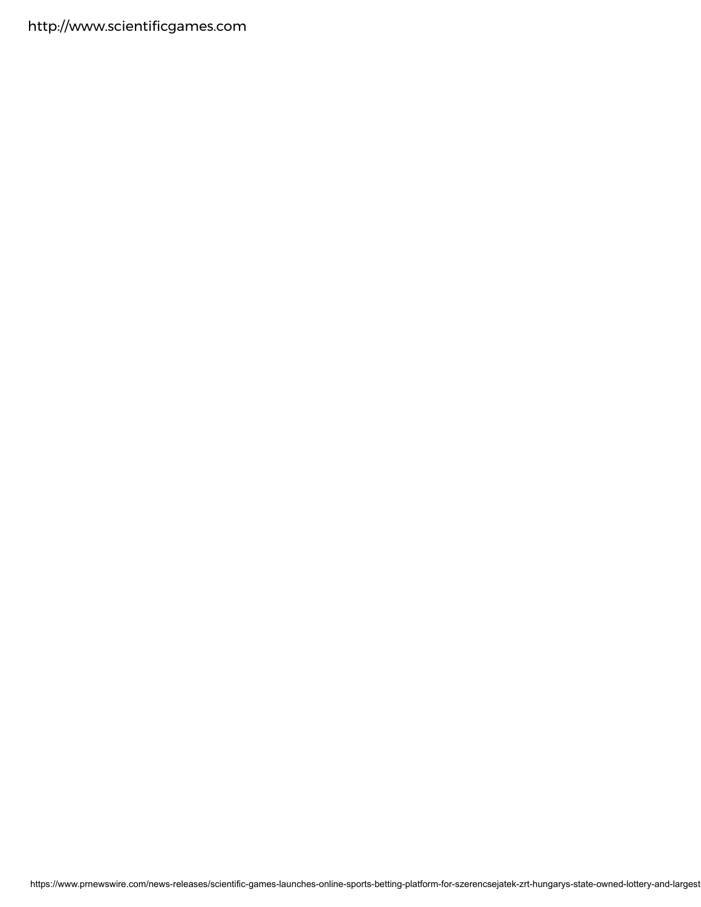http://www.scientificgames.com